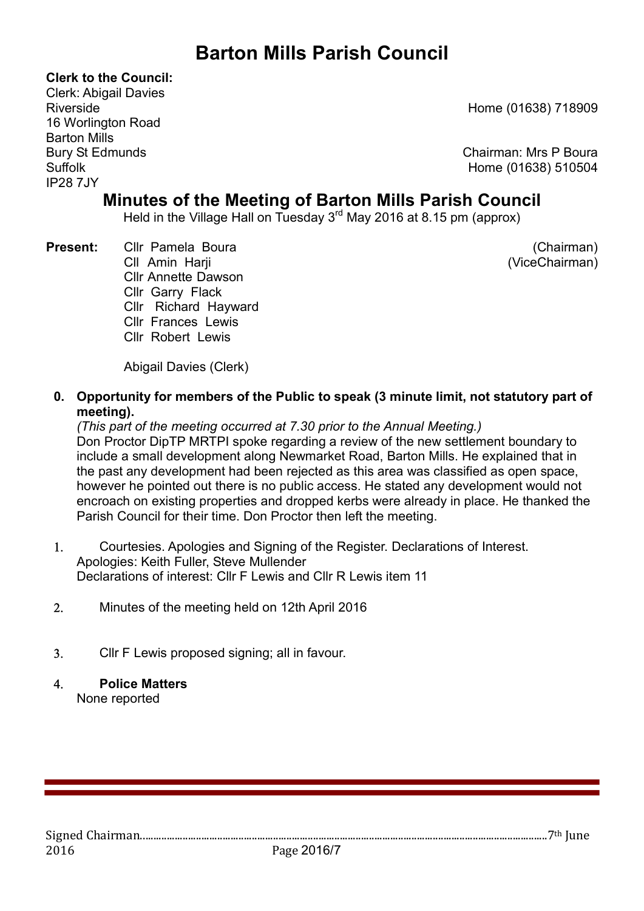# Barton Mills Parish Council

**Clerk to the Council:**
Clerk: Abigail Davies
Riverside
16 Worlington Road
Barton Mills
Bury St Edmunds
Suffolk
IP28 7JY

Home (01638) 718909

Chairman: Mrs P Boura
Home (01638) 510504

## Minutes of the Meeting of Barton Mills Parish Council

Held in the Village Hall on Tuesday 3rd May 2016 at 8.15 pm (approx)

**Present:**

| | |
|---|---|
| Cllr Pamela Boura | (Chairman) |
| Cll Amin Harji | (ViceChairman) |
| Cllr Annette Dawson | |
| Cllr Garry Flack | |
| Cllr Richard Hayward | |
| Cllr Frances Lewis | |
| Cllr Robert Lewis | |

Abigail Davies (Clerk)

0. **Opportunity for members of the Public to speak (3 minute limit, not statutory part of meeting).**
   *(This part of the meeting occurred at 7.30 prior to the Annual Meeting.)*
   Don Proctor DipTP MRTPI spoke regarding a review of the new settlement boundary to include a small development along Newmarket Road, Barton Mills. He explained that in the past any development had been rejected as this area was classified as open space, however he pointed out there is no public access. He stated any development would not encroach on existing properties and dropped kerbs were already in place. He thanked the Parish Council for their time. Don Proctor then left the meeting.

1. Courtesies. Apologies and Signing of the Register. Declarations of Interest.
   Apologies: Keith Fuller, Steve Mullender
   Declarations of interest: Cllr F Lewis and Cllr R Lewis item 11

2. Minutes of the meeting held on 12th April 2016

3. Cllr F Lewis proposed signing; all in favour.

4. **Police Matters**
   None reported

Signed Chairman.......................................................................................................7th June 2016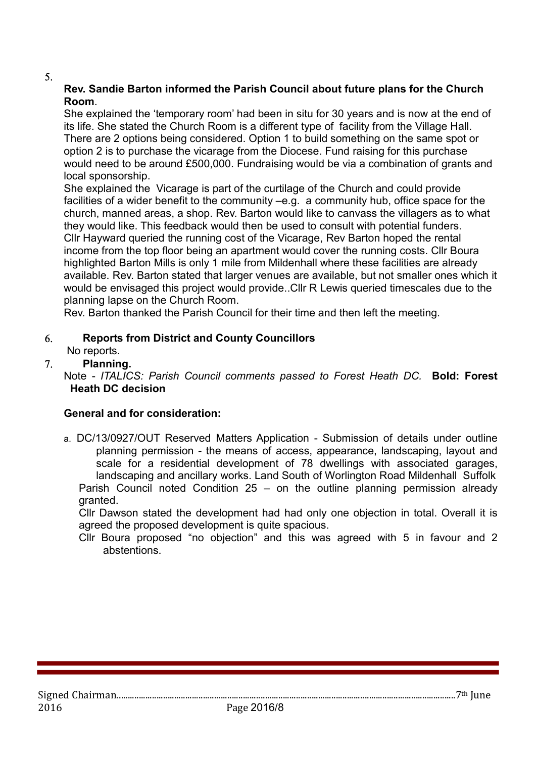5. **Rev. Sandie Barton informed the Parish Council about future plans for the Church Room**.

She explained the 'temporary room' had been in situ for 30 years and is now at the end of its life. She stated the Church Room is a different type of facility from the Village Hall. There are 2 options being considered. Option 1 to build something on the same spot or option 2 is to purchase the vicarage from the Diocese. Fund raising for this purchase would need to be around £500,000. Fundraising would be via a combination of grants and local sponsorship.

She explained the Vicarage is part of the curtilage of the Church and could provide facilities of a wider benefit to the community –e.g. a community hub, office space for the church, manned areas, a shop. Rev. Barton would like to canvass the villagers as to what they would like. This feedback would then be used to consult with potential funders.

Cllr Hayward queried the running cost of the Vicarage, Rev Barton hoped the rental income from the top floor being an apartment would cover the running costs. Cllr Boura highlighted Barton Mills is only 1 mile from Mildenhall where these facilities are already available. Rev. Barton stated that larger venues are available, but not smaller ones which it would be envisaged this project would provide..Cllr R Lewis queried timescales due to the planning lapse on the Church Room.

Rev. Barton thanked the Parish Council for their time and then left the meeting.

6. **Reports from District and County Councillors**

No reports.

7. **Planning.**

Note - *ITALICS: Parish Council comments passed to Forest Heath DC.* **Bold: Forest Heath DC decision**

**General and for consideration:**

a. DC/13/0927/OUT Reserved Matters Application - Submission of details under outline planning permission - the means of access, appearance, landscaping, layout and scale for a residential development of 78 dwellings with associated garages, landscaping and ancillary works. Land South of Worlington Road Mildenhall Suffolk

Parish Council noted Condition 25 – on the outline planning permission already granted.

Cllr Dawson stated the development had had only one objection in total. Overall it is agreed the proposed development is quite spacious.

Cllr Boura proposed "no objection" and this was agreed with 5 in favour and 2 abstentions.

Signed Chairman.......................................................................................................................7th June 2016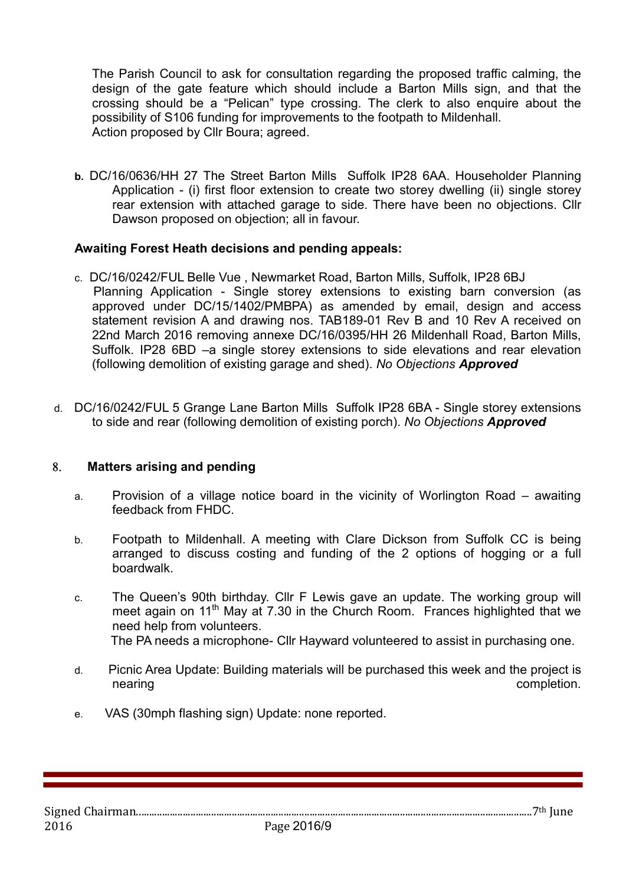The Parish Council to ask for consultation regarding the proposed traffic calming, the design of the gate feature which should include a Barton Mills sign, and that the crossing should be a "Pelican" type crossing. The clerk to also enquire about the possibility of S106 funding for improvements to the footpath to Mildenhall.
Action proposed by Cllr Boura; agreed.

**b.** DC/16/0636/HH 27 The Street Barton Mills Suffolk IP28 6AA. Householder Planning Application - (i) first floor extension to create two storey dwelling (ii) single storey rear extension with attached garage to side. There have been no objections. Cllr Dawson proposed on objection; all in favour.

**Awaiting Forest Heath decisions and pending appeals:**

c. DC/16/0242/FUL Belle Vue , Newmarket Road, Barton Mills, Suffolk, IP28 6BJ Planning Application - Single storey extensions to existing barn conversion (as approved under DC/15/1402/PMBPA) as amended by email, design and access statement revision A and drawing nos. TAB189-01 Rev B and 10 Rev A received on 22nd March 2016 removing annexe DC/16/0395/HH 26 Mildenhall Road, Barton Mills, Suffolk. IP28 6BD –a single storey extensions to side elevations and rear elevation (following demolition of existing garage and shed). *No Objections* ***Approved***

d. DC/16/0242/FUL 5 Grange Lane Barton Mills Suffolk IP28 6BA - Single storey extensions to side and rear (following demolition of existing porch). *No Objections* ***Approved***

## 8. Matters arising and pending

a. Provision of a village notice board in the vicinity of Worlington Road – awaiting feedback from FHDC.

b. Footpath to Mildenhall. A meeting with Clare Dickson from Suffolk CC is being arranged to discuss costing and funding of the 2 options of hogging or a full boardwalk.

c. The Queen's 90th birthday. Cllr F Lewis gave an update. The working group will meet again on 11th May at 7.30 in the Church Room. Frances highlighted that we need help from volunteers.
The PA needs a microphone- Cllr Hayward volunteered to assist in purchasing one.

d. Picnic Area Update: Building materials will be purchased this week and the project is nearing completion.

e. VAS (30mph flashing sign) Update: none reported.

Signed Chairman.......................................................................................................................................7th June 2016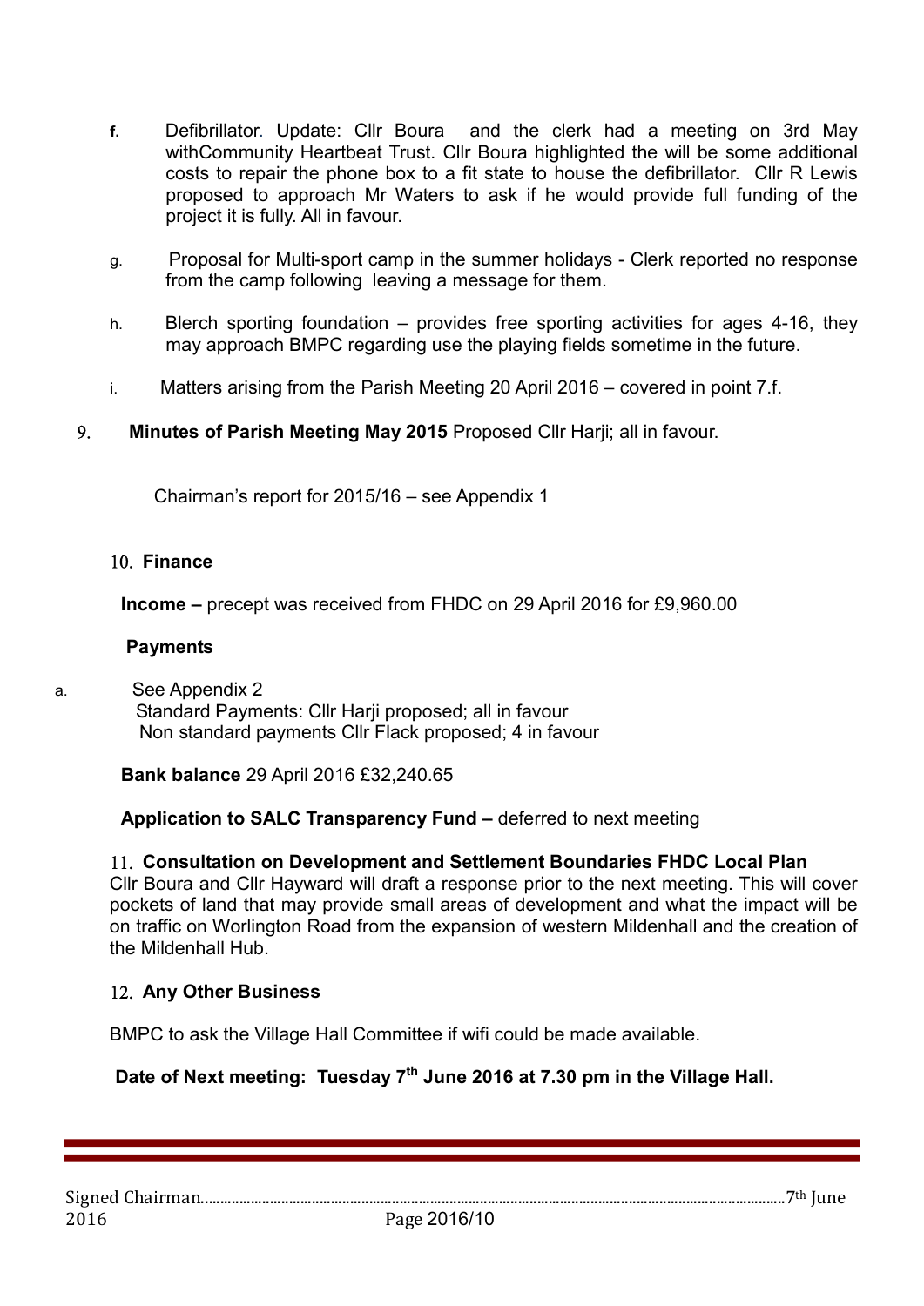- **f.** Defibrillator. Update: Cllr Boura and the clerk had a meeting on 3rd May withCommunity Heartbeat Trust. Cllr Boura highlighted the will be some additional costs to repair the phone box to a fit state to house the defibrillator. Cllr R Lewis proposed to approach Mr Waters to ask if he would provide full funding of the project it is fully. All in favour.

- g. Proposal for Multi-sport camp in the summer holidays - Clerk reported no response from the camp following leaving a message for them.

- h. Blerch sporting foundation – provides free sporting activities for ages 4-16, they may approach BMPC regarding use the playing fields sometime in the future.

- i. Matters arising from the Parish Meeting 20 April 2016 – covered in point 7.f.

9. **Minutes of Parish Meeting May 2015** Proposed Cllr Harji; all in favour.

Chairman's report for 2015/16 – see Appendix 1

10. **Finance**

**Income –** precept was received from FHDC on 29 April 2016 for £9,960.00

**Payments**

a. See Appendix 2
   Standard Payments: Cllr Harji proposed; all in favour
   Non standard payments Cllr Flack proposed; 4 in favour

**Bank balance** 29 April 2016 £32,240.65

**Application to SALC Transparency Fund –** deferred to next meeting

11. **Consultation on Development and Settlement Boundaries FHDC Local Plan**
Cllr Boura and Cllr Hayward will draft a response prior to the next meeting. This will cover pockets of land that may provide small areas of development and what the impact will be on traffic on Worlington Road from the expansion of western Mildenhall and the creation of the Mildenhall Hub.

12. **Any Other Business**

BMPC to ask the Village Hall Committee if wifi could be made available.

**Date of Next meeting: Tuesday 7th June 2016 at 7.30 pm in the Village Hall.**

Signed Chairman.......................................................................................7th June 2016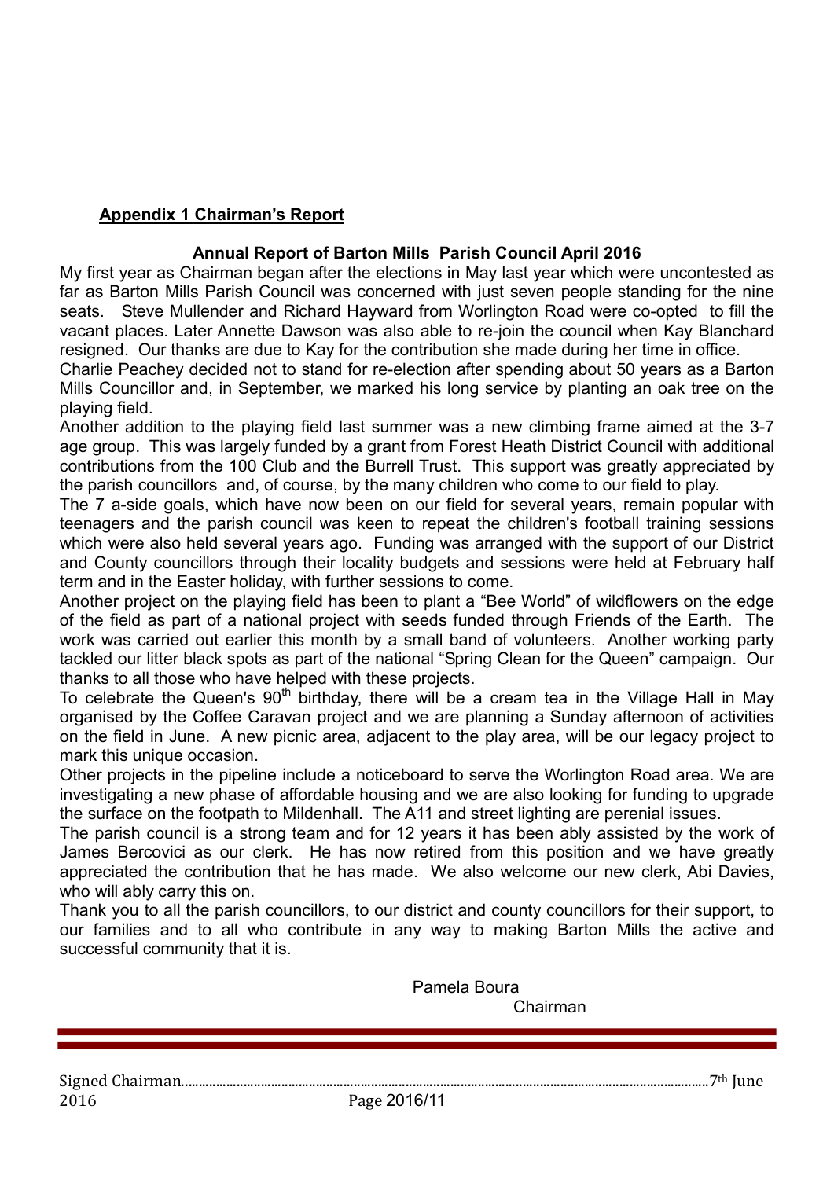**Appendix 1 Chairman's Report**

**Annual Report of Barton Mills Parish Council April 2016**

My first year as Chairman began after the elections in May last year which were uncontested as far as Barton Mills Parish Council was concerned with just seven people standing for the nine seats. Steve Mullender and Richard Hayward from Worlington Road were co-opted to fill the vacant places. Later Annette Dawson was also able to re-join the council when Kay Blanchard resigned. Our thanks are due to Kay for the contribution she made during her time in office.

Charlie Peachey decided not to stand for re-election after spending about 50 years as a Barton Mills Councillor and, in September, we marked his long service by planting an oak tree on the playing field.

Another addition to the playing field last summer was a new climbing frame aimed at the 3-7 age group. This was largely funded by a grant from Forest Heath District Council with additional contributions from the 100 Club and the Burrell Trust. This support was greatly appreciated by the parish councillors and, of course, by the many children who come to our field to play.

The 7 a-side goals, which have now been on our field for several years, remain popular with teenagers and the parish council was keen to repeat the children's football training sessions which were also held several years ago. Funding was arranged with the support of our District and County councillors through their locality budgets and sessions were held at February half term and in the Easter holiday, with further sessions to come.

Another project on the playing field has been to plant a "Bee World" of wildflowers on the edge of the field as part of a national project with seeds funded through Friends of the Earth. The work was carried out earlier this month by a small band of volunteers. Another working party tackled our litter black spots as part of the national "Spring Clean for the Queen" campaign. Our thanks to all those who have helped with these projects.

To celebrate the Queen's 90th birthday, there will be a cream tea in the Village Hall in May organised by the Coffee Caravan project and we are planning a Sunday afternoon of activities on the field in June. A new picnic area, adjacent to the play area, will be our legacy project to mark this unique occasion.

Other projects in the pipeline include a noticeboard to serve the Worlington Road area. We are investigating a new phase of affordable housing and we are also looking for funding to upgrade the surface on the footpath to Mildenhall. The A11 and street lighting are perenial issues.

The parish council is a strong team and for 12 years it has been ably assisted by the work of James Bercovici as our clerk. He has now retired from this position and we have greatly appreciated the contribution that he has made. We also welcome our new clerk, Abi Davies, who will ably carry this on.

Thank you to all the parish councillors, to our district and county councillors for their support, to our families and to all who contribute in any way to making Barton Mills the active and successful community that it is.

Pamela Boura
Chairman

Signed Chairman........................................................................................................7th June 2016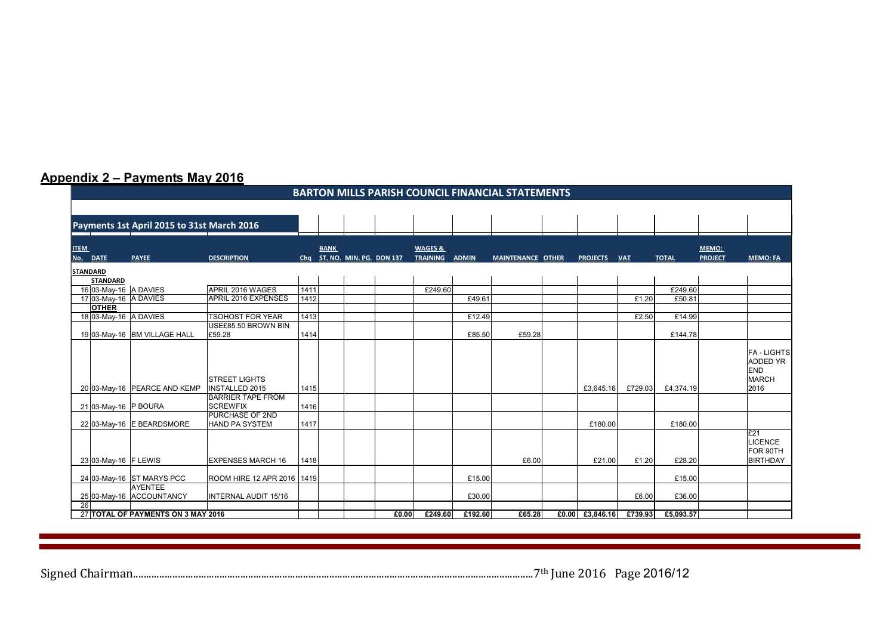## Appendix 2 – Payments May 2016

**BARTON MILLS PARISH COUNCIL FINANCIAL STATEMENTS**

**Payments 1st April 2015 to 31st March 2016**

| ITEM No. | DATE | PAYEE | DESCRIPTION | Chq | BANK ST. NO. | MIN. PG. | DON 137 | WAGES & TRAINING | ADMIN | MAINTENANCE | OTHER | PROJECTS | VAT | TOTAL | MEMO: PROJECT | MEMO: FA |
|---|---|---|---|---|---|---|---|---|---|---|---|---|---|---|---|---|
| **STANDARD** | | | | | | | | | | | | | | | | |
| | **STANDARD** | | | | | | | | | | | | | | | |
| 16 | 03-May-16 | A DAVIES | APRIL 2016 WAGES | 1411 | | | | £249.60 | | | | | | £249.60 | | |
| 17 | 03-May-16 | A DAVIES | APRIL 2016 EXPENSES | 1412 | | | | | £49.61 | | | | £1.20 | £50.81 | | |
| | **OTHER** | | | | | | | | | | | | | | | |
| 18 | 03-May-16 | A DAVIES | TSOHOST FOR YEAR | 1413 | | | | | £12.49 | | | | £2.50 | £14.99 | | |
| 19 | 03-May-16 | BM VILLAGE HALL | USE£85.50 BROWN BIN £59.28 | 1414 | | | | | £85.50 | £59.28 | | | | £144.78 | | |
| 20 | 03-May-16 | PEARCE AND KEMP | STREET LIGHTS INSTALLED 2015 | 1415 | | | | | | | | £3,645.16 | £729.03 | £4,374.19 | | FA - LIGHTS ADDED YR END MARCH 2016 |
| 21 | 03-May-16 | P BOURA | BARRIER TAPE FROM SCREWFIX | 1416 | | | | | | | | | | | | |
| 22 | 03-May-16 | E BEARDSMORE | PURCHASE OF 2ND HAND PA SYSTEM | 1417 | | | | | | | | £180.00 | | £180.00 | | |
| 23 | 03-May-16 | F LEWIS | EXPENSES MARCH 16 | 1418 | | | | | | £6.00 | | £21.00 | £1.20 | £28.20 | | £21 LICENCE FOR 90TH BIRTHDAY |
| 24 | 03-May-16 | ST MARYS PCC | ROOM HIRE 12 APR 2016 | 1419 | | | | | £15.00 | | | | | £15.00 | | |
| 25 | 03-May-16 | AYENTEE ACCOUNTANCY | INTERNAL AUDIT 15/16 | | | | | | £30.00 | | | | £6.00 | £36.00 | | |
| 26 | | | | | | | | | | | | | | | | |
| 27 | **TOTAL OF PAYMENTS ON 3 MAY 2016** | | | | | | £0.00 | £249.60 | £192.60 | £65.28 | £0.00 | £3,846.16 | £739.93 | £5,093.57 | | |

Signed Chairman............................................................................................................................................7th June 2016 Page 2016/12